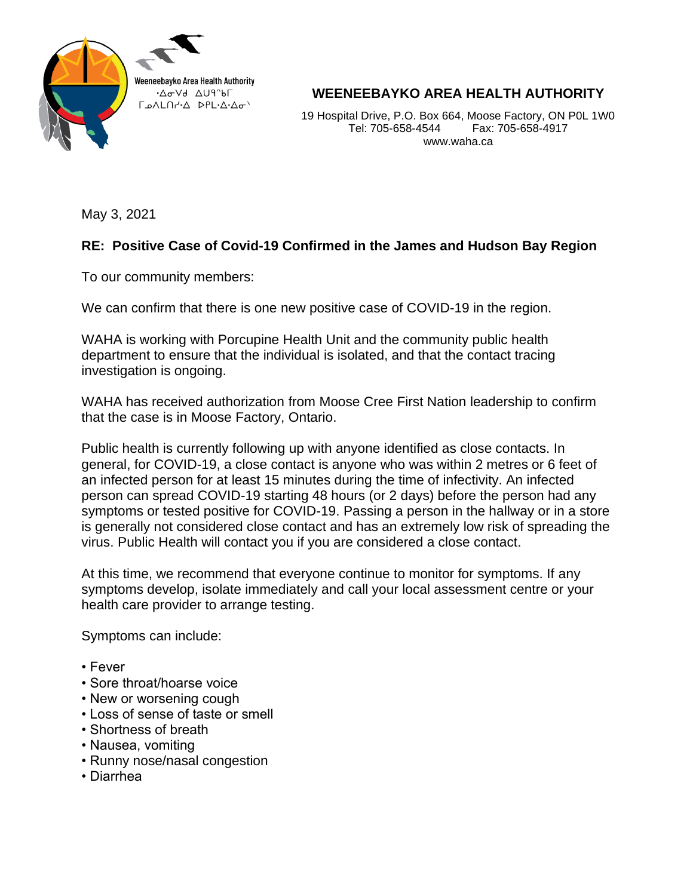Weeneebayko Area Health Authority
ᐧᐄᓂᐯᑯ ᐃᑌᑫᓐᑲᒥ
ᒥᓄᐱᒪᑎᓯᐧᐃ ᐅᑭᒪᐧᐃᐧᐃᓂᐠ

# WEENEEBAYKO AREA HEALTH AUTHORITY

19 Hospital Drive, P.O. Box 664, Moose Factory, ON P0L 1W0
Tel: 705-658-4544 Fax: 705-658-4917
www.waha.ca

May 3, 2021

**RE: Positive Case of Covid-19 Confirmed in the James and Hudson Bay Region**

To our community members:

We can confirm that there is one new positive case of COVID-19 in the region.

WAHA is working with Porcupine Health Unit and the community public health department to ensure that the individual is isolated, and that the contact tracing investigation is ongoing.

WAHA has received authorization from Moose Cree First Nation leadership to confirm that the case is in Moose Factory, Ontario.

Public health is currently following up with anyone identified as close contacts. In general, for COVID-19, a close contact is anyone who was within 2 metres or 6 feet of an infected person for at least 15 minutes during the time of infectivity. An infected person can spread COVID-19 starting 48 hours (or 2 days) before the person had any symptoms or tested positive for COVID-19. Passing a person in the hallway or in a store is generally not considered close contact and has an extremely low risk of spreading the virus. Public Health will contact you if you are considered a close contact.

At this time, we recommend that everyone continue to monitor for symptoms. If any symptoms develop, isolate immediately and call your local assessment centre or your health care provider to arrange testing.

Symptoms can include:

- Fever
- Sore throat/hoarse voice
- New or worsening cough
- Loss of sense of taste or smell
- Shortness of breath
- Nausea, vomiting
- Runny nose/nasal congestion
- Diarrhea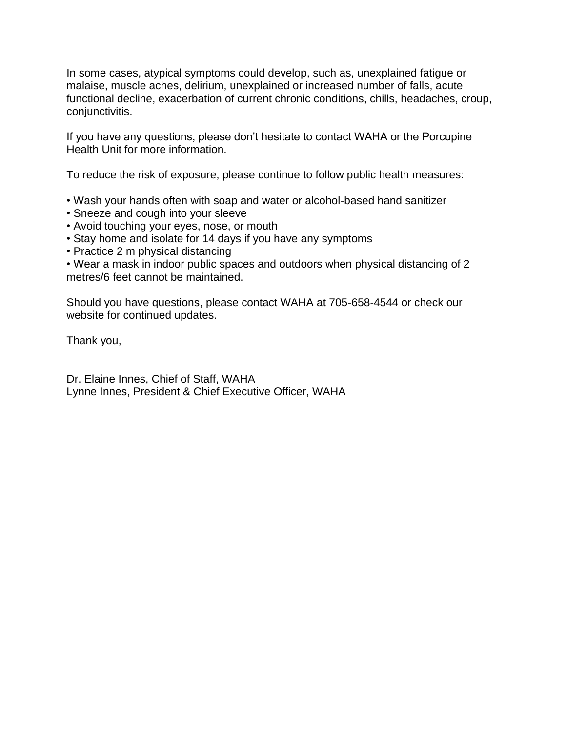In some cases, atypical symptoms could develop, such as, unexplained fatigue or malaise, muscle aches, delirium, unexplained or increased number of falls, acute functional decline, exacerbation of current chronic conditions, chills, headaches, croup, conjunctivitis.

If you have any questions, please don't hesitate to contact WAHA or the Porcupine Health Unit for more information.

To reduce the risk of exposure, please continue to follow public health measures:

- Wash your hands often with soap and water or alcohol-based hand sanitizer
- Sneeze and cough into your sleeve
- Avoid touching your eyes, nose, or mouth
- Stay home and isolate for 14 days if you have any symptoms
- Practice 2 m physical distancing
- Wear a mask in indoor public spaces and outdoors when physical distancing of 2 metres/6 feet cannot be maintained.

Should you have questions, please contact WAHA at 705-658-4544 or check our website for continued updates.

Thank you,

Dr. Elaine Innes, Chief of Staff, WAHA
Lynne Innes, President & Chief Executive Officer, WAHA